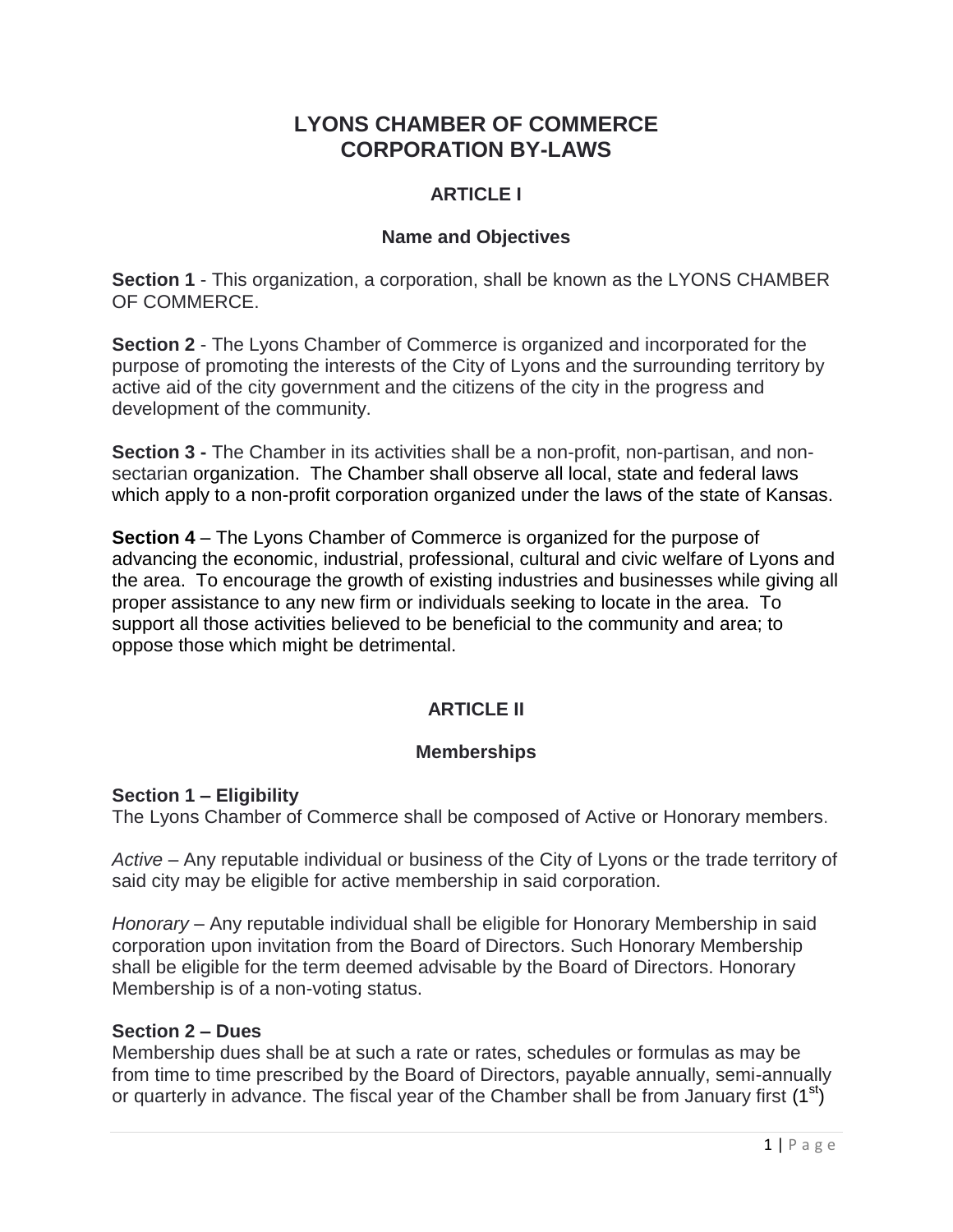# LYONS CHAMBER OF COMMERCE
# CORPORATION BY-LAWS

## ARTICLE I

### Name and Objectives

**Section 1** - This organization, a corporation, shall be known as the LYONS CHAMBER OF COMMERCE.

**Section 2** - The Lyons Chamber of Commerce is organized and incorporated for the purpose of promoting the interests of the City of Lyons and the surrounding territory by active aid of the city government and the citizens of the city in the progress and development of the community.

**Section 3 -** The Chamber in its activities shall be a non-profit, non-partisan, and non-sectarian organization. The Chamber shall observe all local, state and federal laws which apply to a non-profit corporation organized under the laws of the state of Kansas.

**Section 4** – The Lyons Chamber of Commerce is organized for the purpose of advancing the economic, industrial, professional, cultural and civic welfare of Lyons and the area. To encourage the growth of existing industries and businesses while giving all proper assistance to any new firm or individuals seeking to locate in the area. To support all those activities believed to be beneficial to the community and area; to oppose those which might be detrimental.

## ARTICLE II

### Memberships

**Section 1 – Eligibility**
The Lyons Chamber of Commerce shall be composed of Active or Honorary members.

*Active* – Any reputable individual or business of the City of Lyons or the trade territory of said city may be eligible for active membership in said corporation.

*Honorary* – Any reputable individual shall be eligible for Honorary Membership in said corporation upon invitation from the Board of Directors. Such Honorary Membership shall be eligible for the term deemed advisable by the Board of Directors. Honorary Membership is of a non-voting status.

**Section 2 – Dues**
Membership dues shall be at such a rate or rates, schedules or formulas as may be from time to time prescribed by the Board of Directors, payable annually, semi-annually or quarterly in advance. The fiscal year of the Chamber shall be from January first (1st)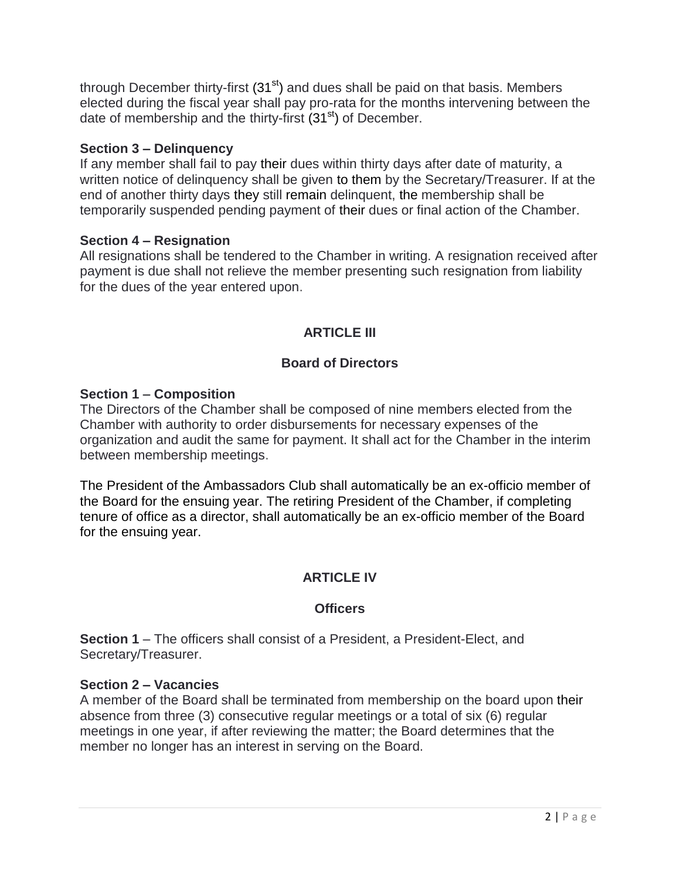through December thirty-first (31st) and dues shall be paid on that basis. Members elected during the fiscal year shall pay pro-rata for the months intervening between the date of membership and the thirty-first (31st) of December.

**Section 3 – Delinquency**
If any member shall fail to pay their dues within thirty days after date of maturity, a written notice of delinquency shall be given to them by the Secretary/Treasurer. If at the end of another thirty days they still remain delinquent, the membership shall be temporarily suspended pending payment of their dues or final action of the Chamber.

**Section 4 – Resignation**
All resignations shall be tendered to the Chamber in writing. A resignation received after payment is due shall not relieve the member presenting such resignation from liability for the dues of the year entered upon.

## ARTICLE III

### Board of Directors

**Section 1 – Composition**
The Directors of the Chamber shall be composed of nine members elected from the Chamber with authority to order disbursements for necessary expenses of the organization and audit the same for payment. It shall act for the Chamber in the interim between membership meetings.

The President of the Ambassadors Club shall automatically be an ex-officio member of the Board for the ensuing year. The retiring President of the Chamber, if completing tenure of office as a director, shall automatically be an ex-officio member of the Board for the ensuing year.

## ARTICLE IV

### Officers

**Section 1** – The officers shall consist of a President, a President-Elect, and Secretary/Treasurer.

**Section 2 – Vacancies**
A member of the Board shall be terminated from membership on the board upon their absence from three (3) consecutive regular meetings or a total of six (6) regular meetings in one year, if after reviewing the matter; the Board determines that the member no longer has an interest in serving on the Board.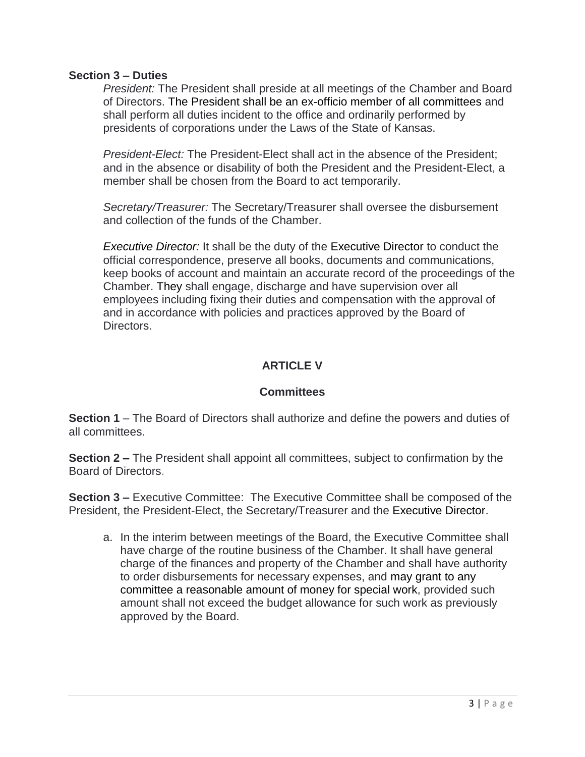**Section 3 – Duties**

*President:* The President shall preside at all meetings of the Chamber and Board of Directors. The President shall be an ex-officio member of all committees and shall perform all duties incident to the office and ordinarily performed by presidents of corporations under the Laws of the State of Kansas.

*President-Elect:* The President-Elect shall act in the absence of the President; and in the absence or disability of both the President and the President-Elect, a member shall be chosen from the Board to act temporarily.

*Secretary/Treasurer:* The Secretary/Treasurer shall oversee the disbursement and collection of the funds of the Chamber.

*Executive Director:* It shall be the duty of the Executive Director to conduct the official correspondence, preserve all books, documents and communications, keep books of account and maintain an accurate record of the proceedings of the Chamber. They shall engage, discharge and have supervision over all employees including fixing their duties and compensation with the approval of and in accordance with policies and practices approved by the Board of Directors.

## ARTICLE V

## Committees

**Section 1** – The Board of Directors shall authorize and define the powers and duties of all committees.

**Section 2 –** The President shall appoint all committees, subject to confirmation by the Board of Directors.

**Section 3 –** Executive Committee: The Executive Committee shall be composed of the President, the President-Elect, the Secretary/Treasurer and the Executive Director.

a. In the interim between meetings of the Board, the Executive Committee shall have charge of the routine business of the Chamber. It shall have general charge of the finances and property of the Chamber and shall have authority to order disbursements for necessary expenses, and may grant to any committee a reasonable amount of money for special work, provided such amount shall not exceed the budget allowance for such work as previously approved by the Board.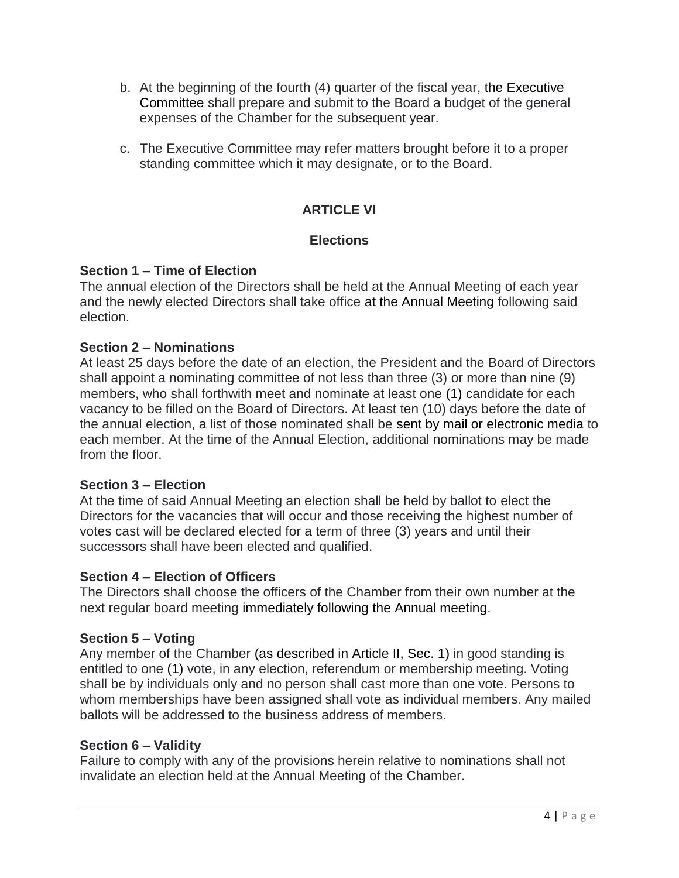b. At the beginning of the fourth (4) quarter of the fiscal year, the Executive Committee shall prepare and submit to the Board a budget of the general expenses of the Chamber for the subsequent year.

c. The Executive Committee may refer matters brought before it to a proper standing committee which it may designate, or to the Board.

## ARTICLE VI

## Elections

**Section 1 – Time of Election**
The annual election of the Directors shall be held at the Annual Meeting of each year and the newly elected Directors shall take office at the Annual Meeting following said election.

**Section 2 – Nominations**
At least 25 days before the date of an election, the President and the Board of Directors shall appoint a nominating committee of not less than three (3) or more than nine (9) members, who shall forthwith meet and nominate at least one (1) candidate for each vacancy to be filled on the Board of Directors. At least ten (10) days before the date of the annual election, a list of those nominated shall be sent by mail or electronic media to each member. At the time of the Annual Election, additional nominations may be made from the floor.

**Section 3 – Election**
At the time of said Annual Meeting an election shall be held by ballot to elect the Directors for the vacancies that will occur and those receiving the highest number of votes cast will be declared elected for a term of three (3) years and until their successors shall have been elected and qualified.

**Section 4 – Election of Officers**
The Directors shall choose the officers of the Chamber from their own number at the next regular board meeting immediately following the Annual meeting.

**Section 5 – Voting**
Any member of the Chamber (as described in Article II, Sec. 1) in good standing is entitled to one (1) vote, in any election, referendum or membership meeting. Voting shall be by individuals only and no person shall cast more than one vote. Persons to whom memberships have been assigned shall vote as individual members. Any mailed ballots will be addressed to the business address of members.

**Section 6 – Validity**
Failure to comply with any of the provisions herein relative to nominations shall not invalidate an election held at the Annual Meeting of the Chamber.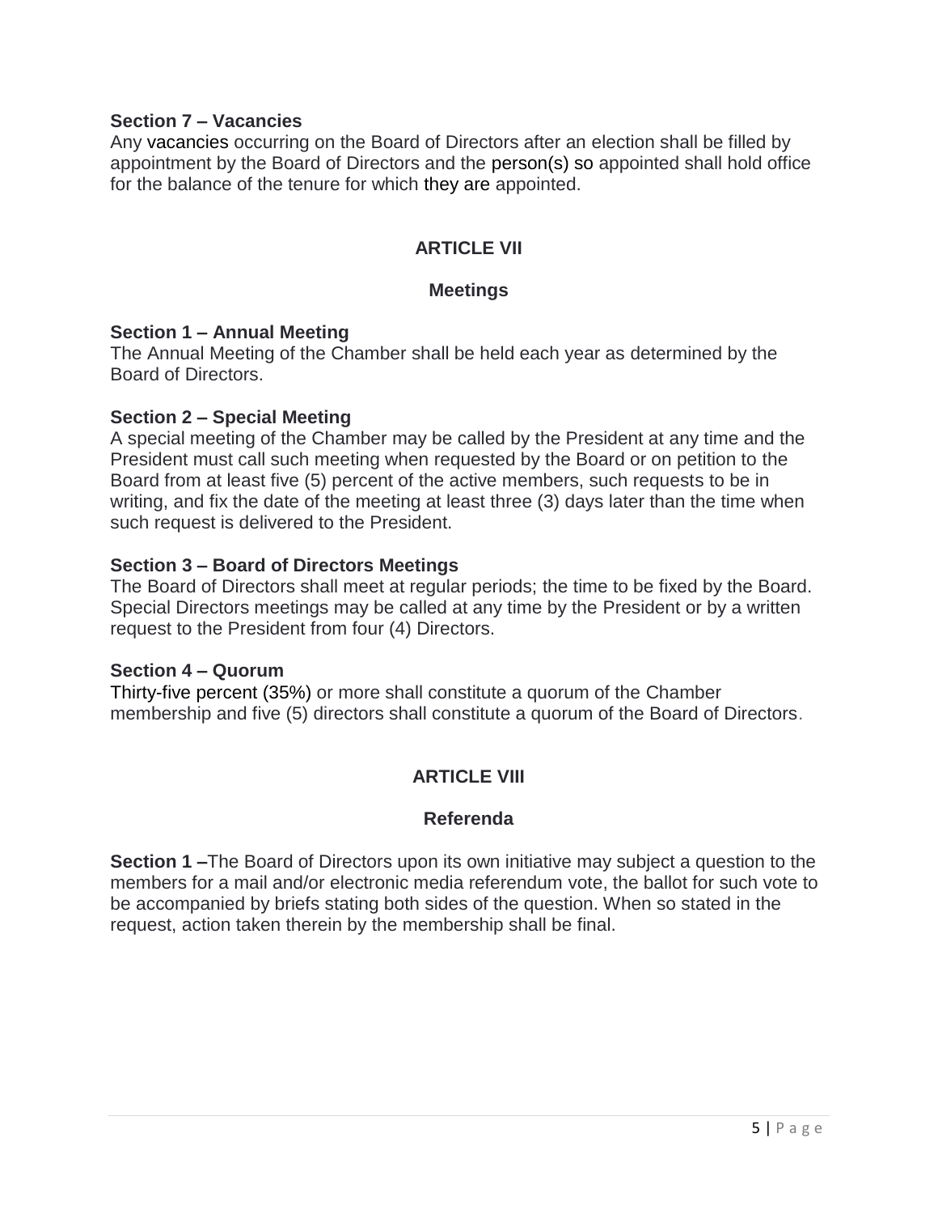**Section 7 – Vacancies**
Any vacancies occurring on the Board of Directors after an election shall be filled by appointment by the Board of Directors and the person(s) so appointed shall hold office for the balance of the tenure for which they are appointed.

## ARTICLE VII

## Meetings

**Section 1 – Annual Meeting**
The Annual Meeting of the Chamber shall be held each year as determined by the Board of Directors.

**Section 2 – Special Meeting**
A special meeting of the Chamber may be called by the President at any time and the President must call such meeting when requested by the Board or on petition to the Board from at least five (5) percent of the active members, such requests to be in writing, and fix the date of the meeting at least three (3) days later than the time when such request is delivered to the President.

**Section 3 – Board of Directors Meetings**
The Board of Directors shall meet at regular periods; the time to be fixed by the Board. Special Directors meetings may be called at any time by the President or by a written request to the President from four (4) Directors.

**Section 4 – Quorum**
Thirty-five percent (35%) or more shall constitute a quorum of the Chamber membership and five (5) directors shall constitute a quorum of the Board of Directors.

## ARTICLE VIII

## Referenda

**Section 1 –**The Board of Directors upon its own initiative may subject a question to the members for a mail and/or electronic media referendum vote, the ballot for such vote to be accompanied by briefs stating both sides of the question. When so stated in the request, action taken therein by the membership shall be final.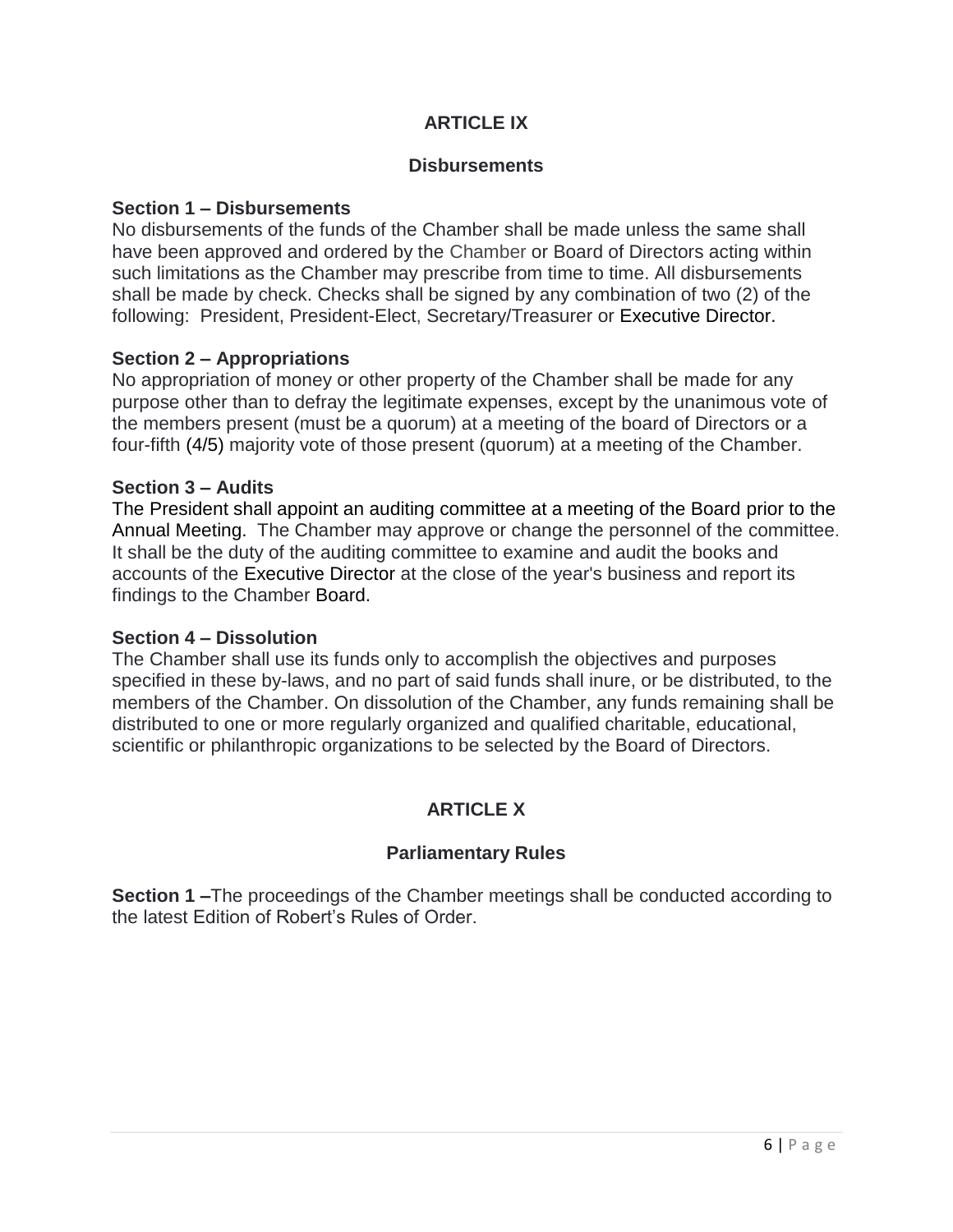## ARTICLE IX

### Disbursements

**Section 1 – Disbursements**
No disbursements of the funds of the Chamber shall be made unless the same shall have been approved and ordered by the Chamber or Board of Directors acting within such limitations as the Chamber may prescribe from time to time. All disbursements shall be made by check. Checks shall be signed by any combination of two (2) of the following: President, President-Elect, Secretary/Treasurer or Executive Director.

**Section 2 – Appropriations**
No appropriation of money or other property of the Chamber shall be made for any purpose other than to defray the legitimate expenses, except by the unanimous vote of the members present (must be a quorum) at a meeting of the board of Directors or a four-fifth (4/5) majority vote of those present (quorum) at a meeting of the Chamber.

**Section 3 – Audits**
The President shall appoint an auditing committee at a meeting of the Board prior to the Annual Meeting. The Chamber may approve or change the personnel of the committee. It shall be the duty of the auditing committee to examine and audit the books and accounts of the Executive Director at the close of the year's business and report its findings to the Chamber Board.

**Section 4 – Dissolution**
The Chamber shall use its funds only to accomplish the objectives and purposes specified in these by-laws, and no part of said funds shall inure, or be distributed, to the members of the Chamber. On dissolution of the Chamber, any funds remaining shall be distributed to one or more regularly organized and qualified charitable, educational, scientific or philanthropic organizations to be selected by the Board of Directors.

## ARTICLE X

### Parliamentary Rules

**Section 1 –**The proceedings of the Chamber meetings shall be conducted according to the latest Edition of Robert's Rules of Order.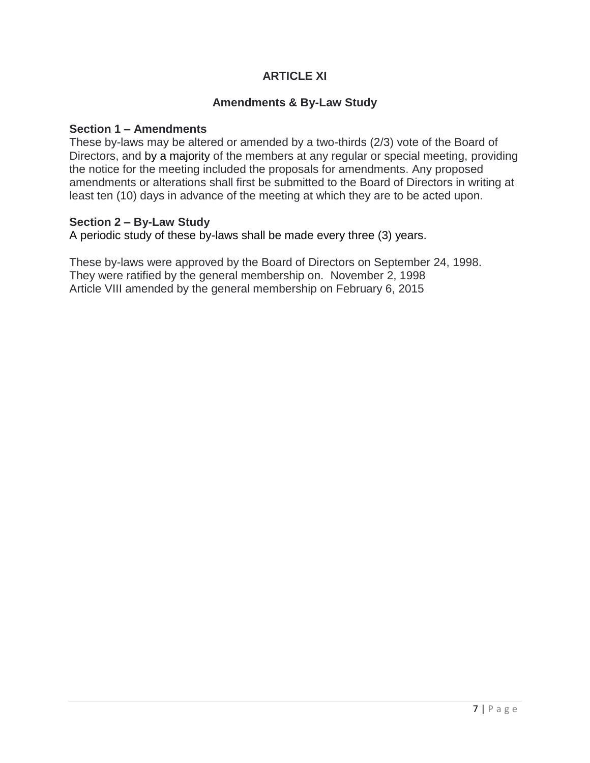## ARTICLE XI

### Amendments & By-Law Study

**Section 1 – Amendments**
These by-laws may be altered or amended by a two-thirds (2/3) vote of the Board of Directors, and by a majority of the members at any regular or special meeting, providing the notice for the meeting included the proposals for amendments. Any proposed amendments or alterations shall first be submitted to the Board of Directors in writing at least ten (10) days in advance of the meeting at which they are to be acted upon.

**Section 2 – By-Law Study**
A periodic study of these by-laws shall be made every three (3) years.

These by-laws were approved by the Board of Directors on September 24, 1998.
They were ratified by the general membership on. November 2, 1998
Article VIII amended by the general membership on February 6, 2015